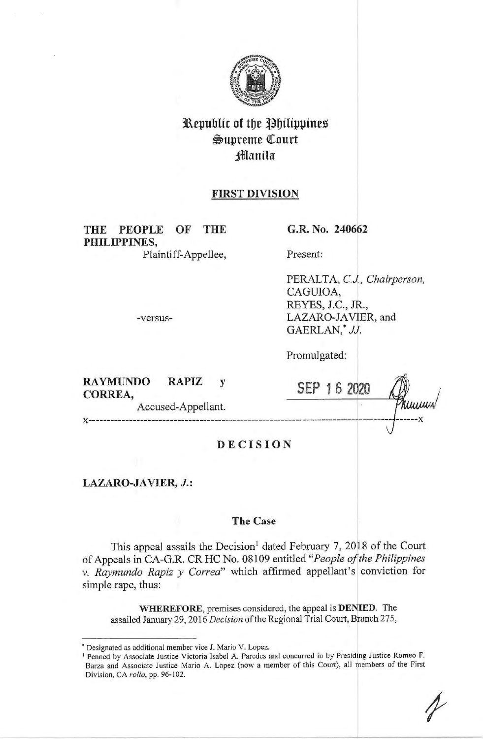# Republic of the Philippines
# Supreme Court
# Manila

## FIRST DIVISION

**THE PEOPLE OF THE PHILIPPINES,**
Plaintiff-Appellee,

-versus-

**RAYMUNDO RAPIZ y CORREA,**
Accused-Appellant.

**G.R. No. 240662**

Present:

PERALTA, *C.J., Chairperson,*
CAGUIOA,
REYES, J.C., JR.,
LAZARO-JAVIER, and
GAERLAN,* *JJ.*

Promulgated:

SEP 16 2020

x-----------------------------------------------------------------------------------x

## DECISION

**LAZARO-JAVIER, *J.*:**

### The Case

This appeal assails the Decision[1] dated February 7, 2018 of the Court of Appeals in CA-G.R. CR HC No. 08109 entitled "*People of the Philippines v. Raymundo Rapiz y Correa*" which affirmed appellant's conviction for simple rape, thus:

> **WHEREFORE**, premises considered, the appeal is **DENIED**. The assailed January 29, 2016 *Decision* of the Regional Trial Court, Branch 275,

---

\* Designated as additional member vice J. Mario V. Lopez.

[1] Penned by Associate Justice Victoria Isabel A. Paredes and concurred in by Presiding Justice Romeo F. Barza and Associate Justice Mario A. Lopez (now a member of this Court), all members of the First Division, CA *rollo*, pp. 96-102.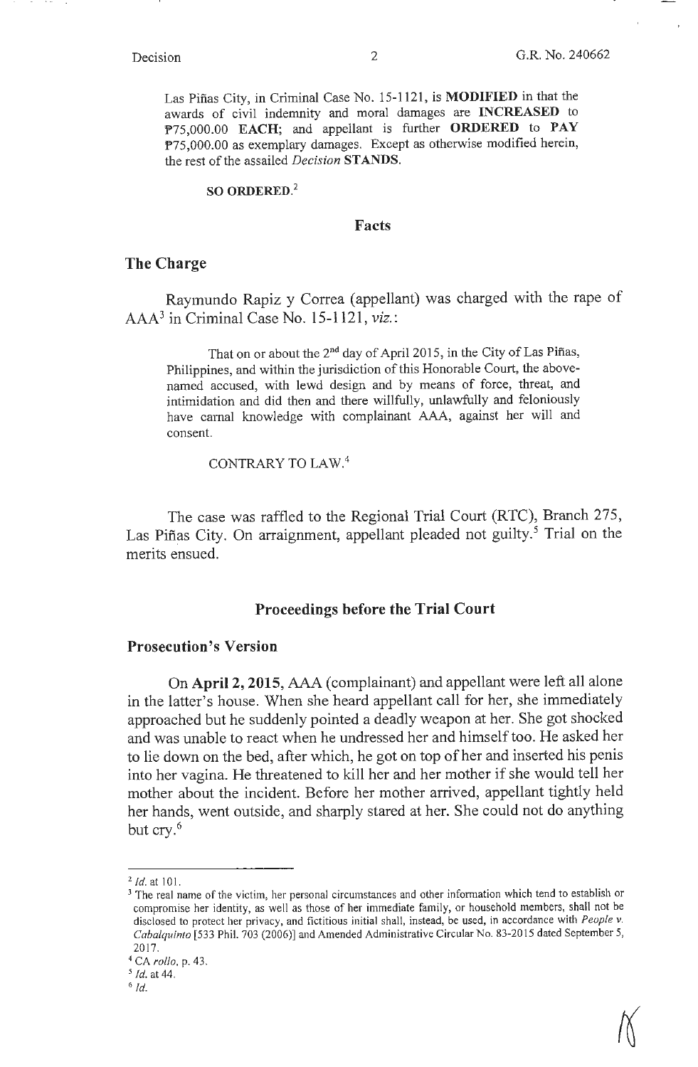Las Piñas City, in Criminal Case No. 15-1121, is **MODIFIED** in that the awards of civil indemnity and moral damages are **INCREASED** to ₱75,000.00 **EACH**; and appellant is further **ORDERED** to **PAY** ₱75,000.00 as exemplary damages. Except as otherwise modified herein, the rest of the assailed *Decision* **STANDS**.

**SO ORDERED.**[2]

## Facts

### The Charge

Raymundo Rapiz y Correa (appellant) was charged with the rape of AAA[3] in Criminal Case No. 15-1121, *viz.*:

> That on or about the 2nd day of April 2015, in the City of Las Piñas, Philippines, and within the jurisdiction of this Honorable Court, the above-named accused, with lewd design and by means of force, threat, and intimidation and did then and there willfully, unlawfully and feloniously have carnal knowledge with complainant AAA, against her will and consent.
>
> CONTRARY TO LAW.[4]

The case was raffled to the Regional Trial Court (RTC), Branch 275, Las Piñas City. On arraignment, appellant pleaded not guilty.[5] Trial on the merits ensued.

## Proceedings before the Trial Court

### Prosecution's Version

On **April 2, 2015**, AAA (complainant) and appellant were left all alone in the latter's house. When she heard appellant call for her, she immediately approached but he suddenly pointed a deadly weapon at her. She got shocked and was unable to react when he undressed her and himself too. He asked her to lie down on the bed, after which, he got on top of her and inserted his penis into her vagina. He threatened to kill her and her mother if she would tell her mother about the incident. Before her mother arrived, appellant tightly held her hands, went outside, and sharply stared at her. She could not do anything but cry.[6]

---

[2] *Id.* at 101.

[3] The real name of the victim, her personal circumstances and other information which tend to establish or compromise her identity, as well as those of her immediate family, or household members, shall not be disclosed to protect her privacy, and fictitious initial shall, instead, be used, in accordance with *People v. Cabalquinto* [533 Phil. 703 (2006)] and Amended Administrative Circular No. 83-2015 dated September 5, 2017.

[4] CA *rollo*, p. 43.

[5] *Id.* at 44.

[6] *Id.*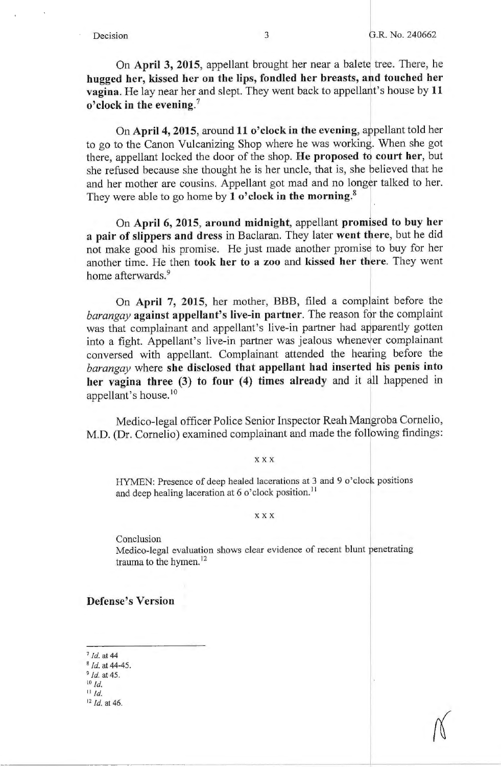On **April 3, 2015**, appellant brought her near a balete tree. There, he **hugged her, kissed her on the lips, fondled her breasts, and touched her vagina**. He lay near her and slept. They went back to appellant's house by **11 o'clock in the evening.**[7]

On **April 4, 2015**, around **11 o'clock in the evening**, appellant told her to go to the Canon Vulcanizing Shop where he was working. When she got there, appellant locked the door of the shop. **He proposed to court her**, but she refused because she thought he is her uncle, that is, she believed that he and her mother are cousins. Appellant got mad and no longer talked to her. They were able to go home by **1 o'clock in the morning.**[8]

On **April 6, 2015, around midnight**, appellant **promised to buy her a pair of slippers and dress** in Baclaran. They later **went there**, but he did not make good his promise. He just made another promise to buy for her another time. He then **took her to a zoo** and **kissed her there**. They went home afterwards.[9]

On **April 7, 2015**, her mother, BBB, filed a complaint before the *barangay* **against appellant's live-in partner**. The reason for the complaint was that complainant and appellant's live-in partner had apparently gotten into a fight. Appellant's live-in partner was jealous whenever complainant conversed with appellant. Complainant attended the hearing before the *barangay* where **she disclosed that appellant had inserted his penis into her vagina three (3) to four (4) times already** and it all happened in appellant's house.[10]

Medico-legal officer Police Senior Inspector Reah Mangroba Cornelio, M.D. (Dr. Cornelio) examined complainant and made the following findings:

x x x

> HYMEN: Presence of deep healed lacerations at 3 and 9 o'clock positions and deep healing laceration at 6 o'clock position.[11]

x x x

> Conclusion
> Medico-legal evaluation shows clear evidence of recent blunt penetrating trauma to the hymen.[12]

### Defense's Version

---

[7] *Id.* at 44
[8] *Id.* at 44-45.
[9] *Id.* at 45.
[10] *Id.*
[11] *Id.*
[12] *Id.* at 46.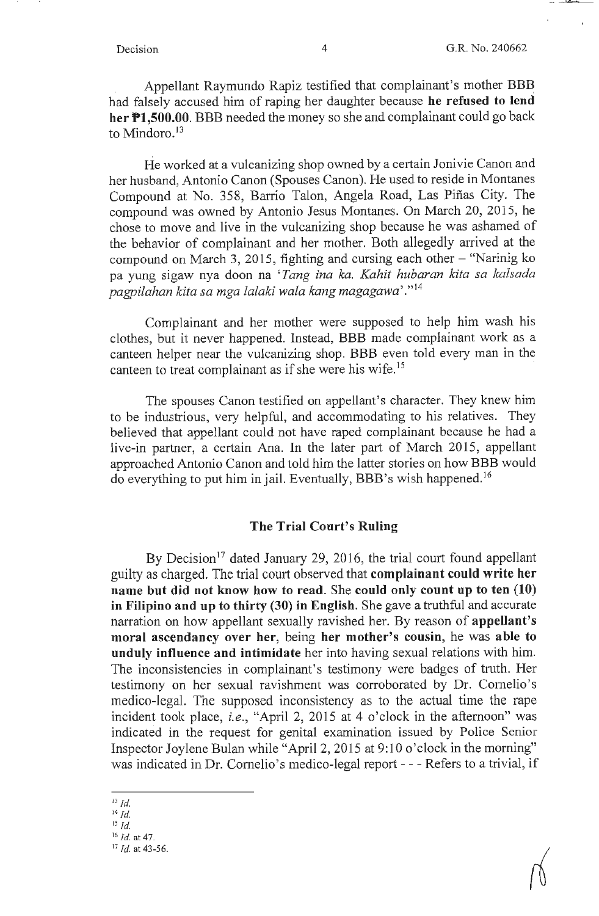Appellant Raymundo Rapiz testified that complainant's mother BBB had falsely accused him of raping her daughter because **he refused to lend her ₱1,500.00**. BBB needed the money so she and complainant could go back to Mindoro.[13]

He worked at a vulcanizing shop owned by a certain Jonivie Canon and her husband, Antonio Canon (Spouses Canon). He used to reside in Montanes Compound at No. 358, Barrio Talon, Angela Road, Las Piñas City. The compound was owned by Antonio Jesus Montanes. On March 20, 2015, he chose to move and live in the vulcanizing shop because he was ashamed of the behavior of complainant and her mother. Both allegedly arrived at the compound on March 3, 2015, fighting and cursing each other – "Narinig ko pa yung sigaw nya doon na '*Tang ina ka. Kahit hubaran kita sa kalsada pagpilahan kita sa mga lalaki wala kang magagawa*'."[14]

Complainant and her mother were supposed to help him wash his clothes, but it never happened. Instead, BBB made complainant work as a canteen helper near the vulcanizing shop. BBB even told every man in the canteen to treat complainant as if she were his wife.[15]

The spouses Canon testified on appellant's character. They knew him to be industrious, very helpful, and accommodating to his relatives. They believed that appellant could not have raped complainant because he had a live-in partner, a certain Ana. In the later part of March 2015, appellant approached Antonio Canon and told him the latter stories on how BBB would do everything to put him in jail. Eventually, BBB's wish happened.[16]

## The Trial Court's Ruling

By Decision[17] dated January 29, 2016, the trial court found appellant guilty as charged. The trial court observed that **complainant could write her name but did not know how to read**. She **could only count up to ten (10) in Filipino and up to thirty (30) in English**. She gave a truthful and accurate narration on how appellant sexually ravished her. By reason of **appellant's moral ascendancy over her**, being **her mother's cousin**, he was **able to unduly influence and intimidate** her into having sexual relations with him. The inconsistencies in complainant's testimony were badges of truth. Her testimony on her sexual ravishment was corroborated by Dr. Cornelio's medico-legal. The supposed inconsistency as to the actual time the rape incident took place, *i.e.*, "April 2, 2015 at 4 o'clock in the afternoon" was indicated in the request for genital examination issued by Police Senior Inspector Joylene Bulan while "April 2, 2015 at 9:10 o'clock in the morning" was indicated in Dr. Cornelio's medico-legal report - - - Refers to a trivial, if

---

[13] *Id.*

[14] *Id.*

[15] *Id.*

[16] *Id.* at 47.

[17] *Id.* at 43-56.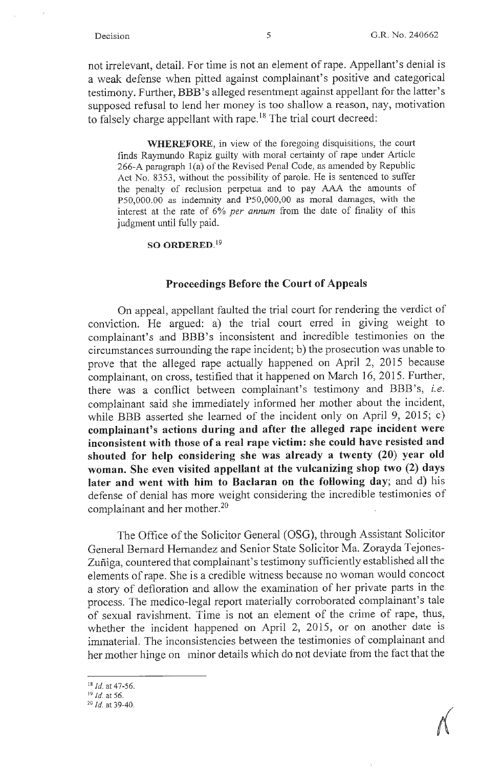not irrelevant, detail. For time is not an element of rape. Appellant's denial is a weak defense when pitted against complainant's positive and categorical testimony. Further, BBB's alleged resentment against appellant for the latter's supposed refusal to lend her money is too shallow a reason, nay, motivation to falsely charge appellant with rape.[18] The trial court decreed:

> **WHEREFORE**, in view of the foregoing disquisitions, the court finds Raymundo Rapiz guilty with moral certainty of rape under Article 266-A paragraph 1(a) of the Revised Penal Code, as amended by Republic Act No. 8353, without the possibility of parole. He is sentenced to suffer the penalty of reclusion perpetua and to pay AAA the amounts of P50,000.00 as indemnity and P50,000,00 as moral damages, with the interest at the rate of 6% *per annum* from the date of finality of this judgment until fully paid.
>
> **SO ORDERED.**[19]

## Proceedings Before the Court of Appeals

On appeal, appellant faulted the trial court for rendering the verdict of conviction. He argued: a) the trial court erred in giving weight to complainant's and BBB's inconsistent and incredible testimonies on the circumstances surrounding the rape incident; b) the prosecution was unable to prove that the alleged rape actually happened on April 2, 2015 because complainant, on cross, testified that it happened on March 16, 2015. Further, there was a conflict between complainant's testimony and BBB's, *i.e.* complainant said she immediately informed her mother about the incident, while BBB asserted she learned of the incident only on April 9, 2015; c) **complainant's actions during and after the alleged rape incident were inconsistent with those of a real rape victim: she could have resisted and shouted for help considering she was already a twenty (20) year old woman. She even visited appellant at the vulcanizing shop two (2) days later and went with him to Baclaran on the following day**; and d) his defense of denial has more weight considering the incredible testimonies of complainant and her mother.[20]

The Office of the Solicitor General (OSG), through Assistant Solicitor General Bernard Hernandez and Senior State Solicitor Ma. Zorayda Tejones-Zuñiga, countered that complainant's testimony sufficiently established all the elements of rape. She is a credible witness because no woman would concoct a story of defloration and allow the examination of her private parts in the process. The medico-legal report materially corroborated complainant's tale of sexual ravishment. Time is not an element of the crime of rape, thus, whether the incident happened on April 2, 2015, or on another date is immaterial. The inconsistencies between the testimonies of complainant and her mother hinge on minor details which do not deviate from the fact that the

---

[18] *Id.* at 47-56.

[19] *Id.* at 56.

[20] *Id.* at 39-40.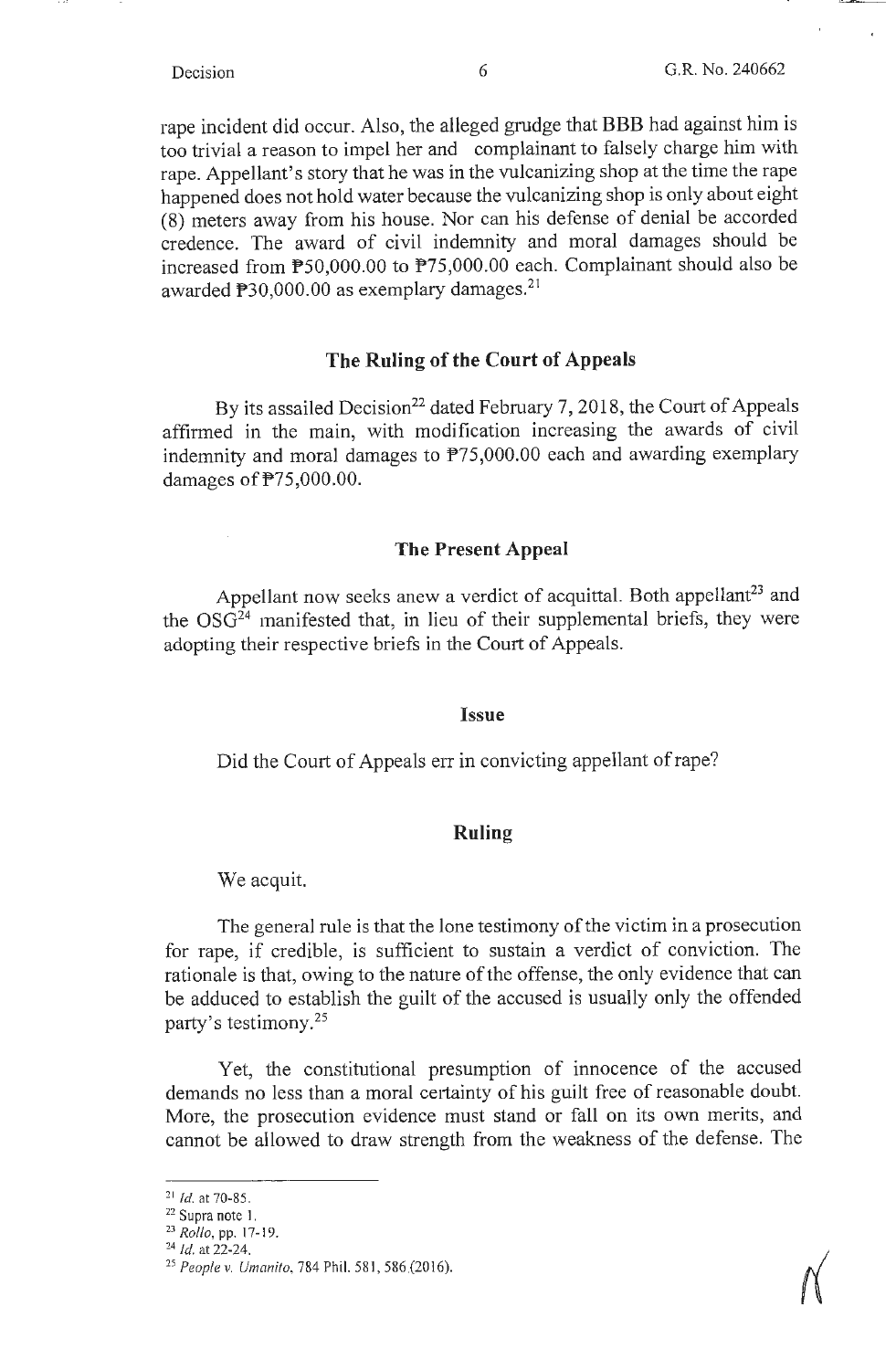rape incident did occur. Also, the alleged grudge that BBB had against him is too trivial a reason to impel her and complainant to falsely charge him with rape. Appellant's story that he was in the vulcanizing shop at the time the rape happened does not hold water because the vulcanizing shop is only about eight (8) meters away from his house. Nor can his defense of denial be accorded credence. The award of civil indemnity and moral damages should be increased from ₱50,000.00 to ₱75,000.00 each. Complainant should also be awarded ₱30,000.00 as exemplary damages.[21]

## The Ruling of the Court of Appeals

By its assailed Decision[22] dated February 7, 2018, the Court of Appeals affirmed in the main, with modification increasing the awards of civil indemnity and moral damages to ₱75,000.00 each and awarding exemplary damages of ₱75,000.00.

## The Present Appeal

Appellant now seeks anew a verdict of acquittal. Both appellant[23] and the OSG[24] manifested that, in lieu of their supplemental briefs, they were adopting their respective briefs in the Court of Appeals.

## Issue

Did the Court of Appeals err in convicting appellant of rape?

## Ruling

We acquit.

The general rule is that the lone testimony of the victim in a prosecution for rape, if credible, is sufficient to sustain a verdict of conviction. The rationale is that, owing to the nature of the offense, the only evidence that can be adduced to establish the guilt of the accused is usually only the offended party's testimony.[25]

Yet, the constitutional presumption of innocence of the accused demands no less than a moral certainty of his guilt free of reasonable doubt. More, the prosecution evidence must stand or fall on its own merits, and cannot be allowed to draw strength from the weakness of the defense. The

---

[21] *Id.* at 70-85.

[22] Supra note 1.

[23] *Rollo*, pp. 17-19.

[24] *Id.* at 22-24.

[25] *People v. Umanito*, 784 Phil. 581, 586 (2016).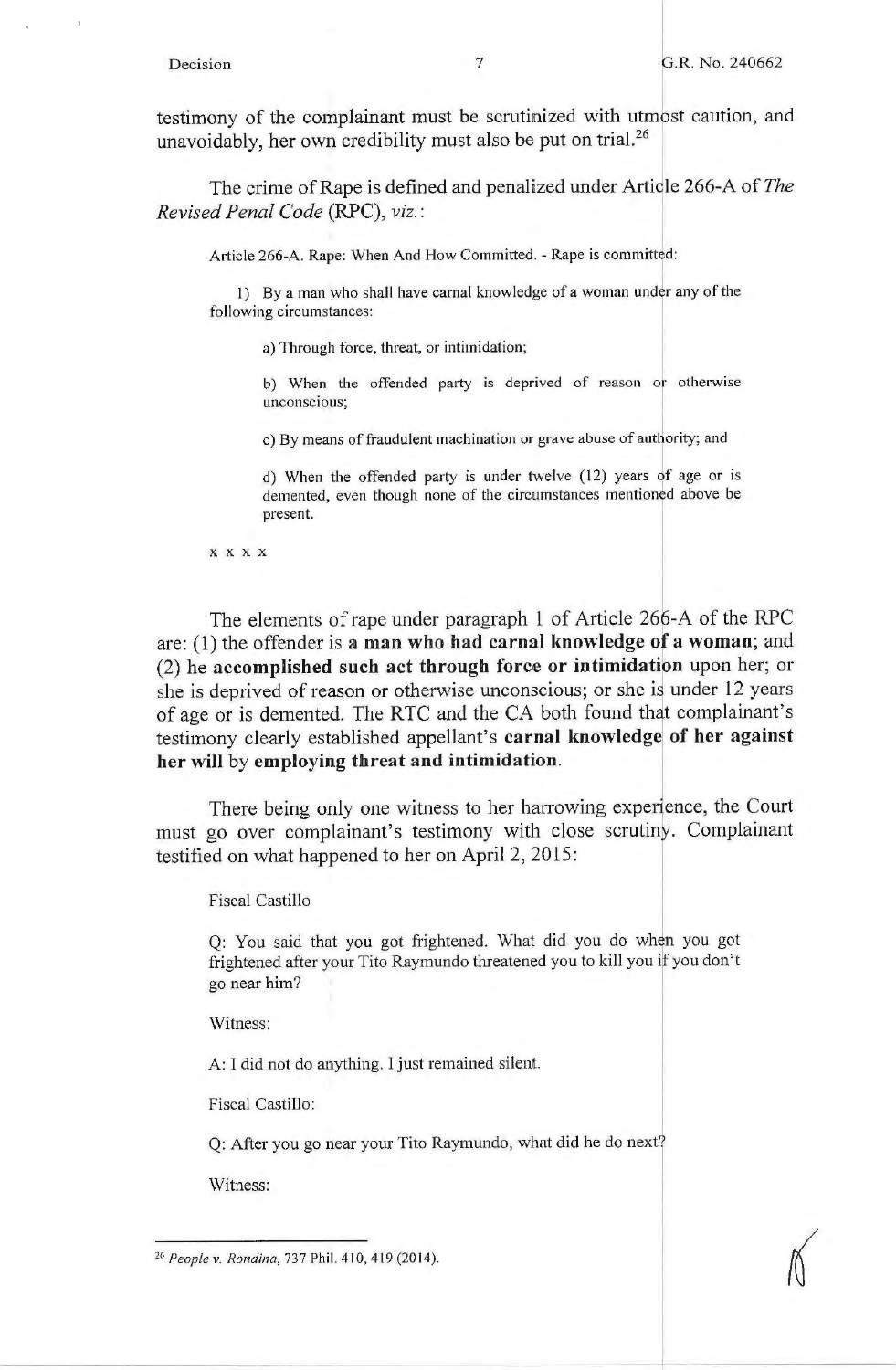testimony of the complainant must be scrutinized with utmost caution, and unavoidably, her own credibility must also be put on trial.[26]

The crime of Rape is defined and penalized under Article 266-A of *The Revised Penal Code* (RPC), *viz.*:

> Article 266-A. Rape: When And How Committed. - Rape is committed:
>
> 1) By a man who shall have carnal knowledge of a woman under any of the following circumstances:
>
> a) Through force, threat, or intimidation;
>
> b) When the offended party is deprived of reason or otherwise unconscious;
>
> c) By means of fraudulent machination or grave abuse of authority; and
>
> d) When the offended party is under twelve (12) years of age or is demented, even though none of the circumstances mentioned above be present.
>
> x x x x

The elements of rape under paragraph 1 of Article 266-A of the RPC are: (1) the offender is **a man who had carnal knowledge of a woman**; and (2) he **accomplished such act through force or intimidation** upon her; or she is deprived of reason or otherwise unconscious; or she is under 12 years of age or is demented. The RTC and the CA both found that complainant's testimony clearly established appellant's **carnal knowledge of her against her will** by **employing threat and intimidation**.

There being only one witness to her harrowing experience, the Court must go over complainant's testimony with close scrutiny. Complainant testified on what happened to her on April 2, 2015:

> Fiscal Castillo
>
> Q: You said that you got frightened. What did you do when you got frightened after your Tito Raymundo threatened you to kill you if you don't go near him?
>
> Witness:
>
> A: I did not do anything. I just remained silent.
>
> Fiscal Castillo:
>
> Q: After you go near your Tito Raymundo, what did he do next?
>
> Witness:

---

[26] *People v. Rondina*, 737 Phil. 410, 419 (2014).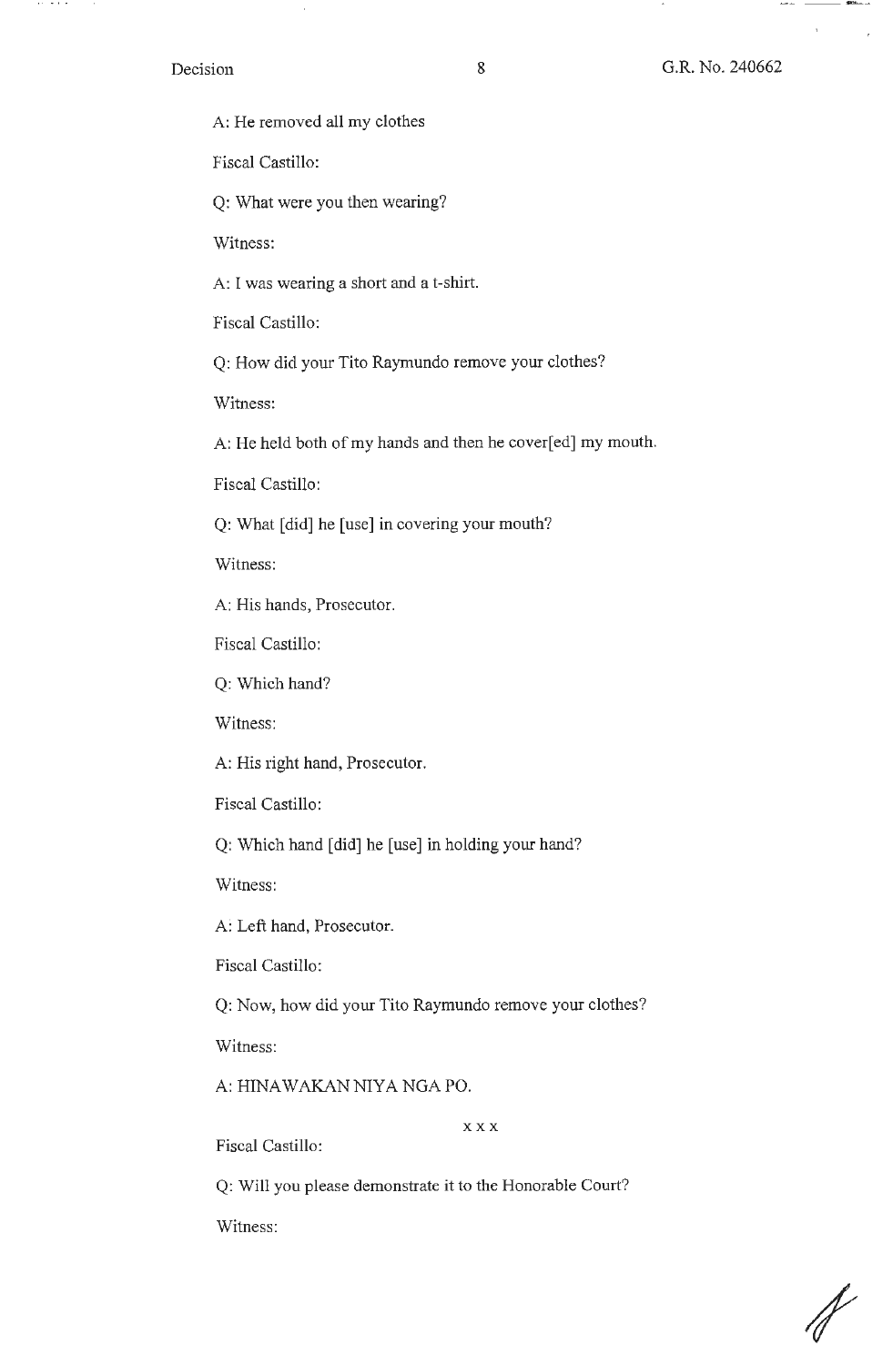A: He removed all my clothes

Fiscal Castillo:

Q: What were you then wearing?

Witness:

A: I was wearing a short and a t-shirt.

Fiscal Castillo:

Q: How did your Tito Raymundo remove your clothes?

Witness:

A: He held both of my hands and then he cover[ed] my mouth.

Fiscal Castillo:

Q: What [did] he [use] in covering your mouth?

Witness:

A: His hands, Prosecutor.

Fiscal Castillo:

Q: Which hand?

Witness:

A: His right hand, Prosecutor.

Fiscal Castillo:

Q: Which hand [did] he [use] in holding your hand?

Witness:

A: Left hand, Prosecutor.

Fiscal Castillo:

Q: Now, how did your Tito Raymundo remove your clothes?

Witness:

A: HINAWAKAN NIYA NGA PO.

x x x

Fiscal Castillo:

Q: Will you please demonstrate it to the Honorable Court?

Witness: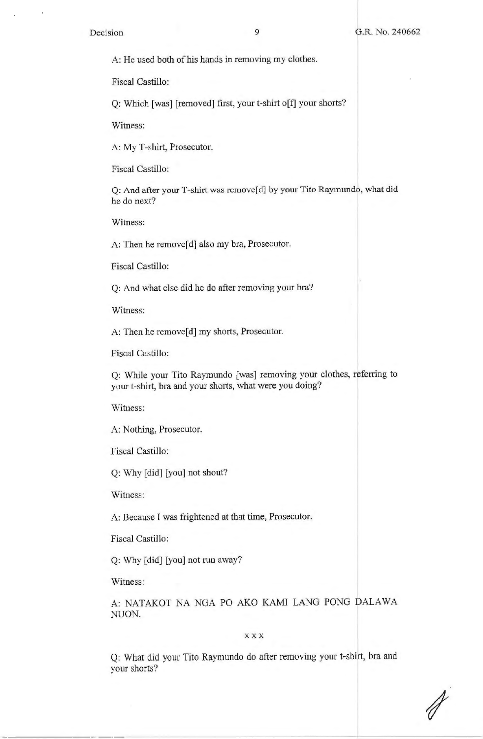A: He used both of his hands in removing my clothes.

Fiscal Castillo:

Q: Which [was] [removed] first, your t-shirt o[f] your shorts?

Witness:

A: My T-shirt, Prosecutor.

Fiscal Castillo:

Q: And after your T-shirt was remove[d] by your Tito Raymundo, what did he do next?

Witness:

A: Then he remove[d] also my bra, Prosecutor.

Fiscal Castillo:

Q: And what else did he do after removing your bra?

Witness:

A: Then he remove[d] my shorts, Prosecutor.

Fiscal Castillo:

Q: While your Tito Raymundo [was] removing your clothes, referring to your t-shirt, bra and your shorts, what were you doing?

Witness:

A: Nothing, Prosecutor.

Fiscal Castillo:

Q: Why [did] [you] not shout?

Witness:

A: Because I was frightened at that time, Prosecutor.

Fiscal Castillo:

Q: Why [did] [you] not run away?

Witness:

A: NATAKOT NA NGA PO AKO KAMI LANG PONG DALAWA NUON.

x x x

Q: What did your Tito Raymundo do after removing your t-shirt, bra and your shorts?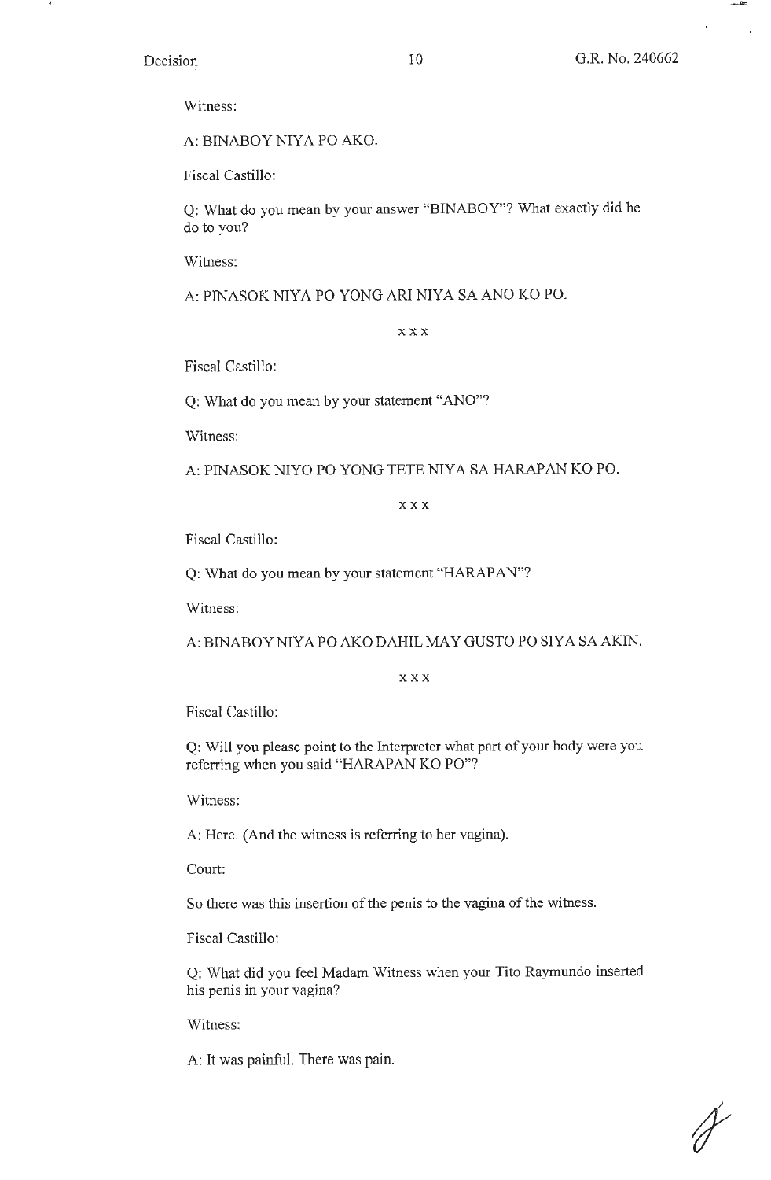Witness:

A: BINABOY NIYA PO AKO.

Fiscal Castillo:

Q: What do you mean by your answer "BINABOY"? What exactly did he do to you?

Witness:

A: PINASOK NIYA PO YONG ARI NIYA SA ANO KO PO.

x x x

Fiscal Castillo:

Q: What do you mean by your statement "ANO"?

Witness:

A: PINASOK NIYO PO YONG TETE NIYA SA HARAPAN KO PO.

x x x

Fiscal Castillo:

Q: What do you mean by your statement "HARAPAN"?

Witness:

A: BINABOY NIYA PO AKO DAHIL MAY GUSTO PO SIYA SA AKIN.

x x x

Fiscal Castillo:

Q: Will you please point to the Interpreter what part of your body were you referring when you said "HARAPAN KO PO"?

Witness:

A: Here. (And the witness is referring to her vagina).

Court:

So there was this insertion of the penis to the vagina of the witness.

Fiscal Castillo:

Q: What did you feel Madam Witness when your Tito Raymundo inserted his penis in your vagina?

Witness:

A: It was painful. There was pain.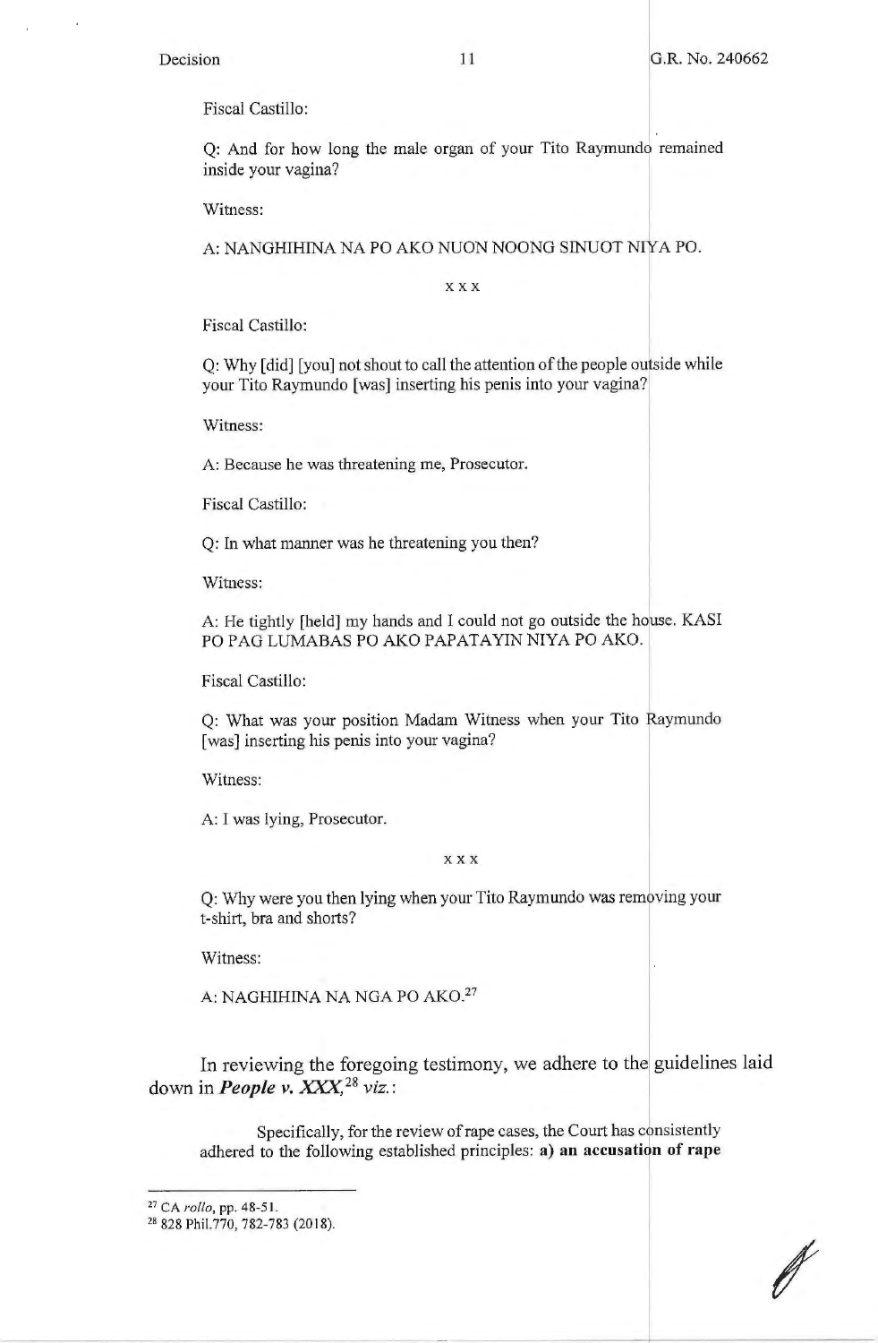Fiscal Castillo:

Q: And for how long the male organ of your Tito Raymundo remained inside your vagina?

Witness:

A: NANGHIHINA NA PO AKO NUON NOONG SINUOT NIYA PO.

x x x

Fiscal Castillo:

Q: Why [did] [you] not shout to call the attention of the people outside while your Tito Raymundo [was] inserting his penis into your vagina?

Witness:

A: Because he was threatening me, Prosecutor.

Fiscal Castillo:

Q: In what manner was he threatening you then?

Witness:

A: He tightly [held] my hands and I could not go outside the house. KASI PO PAG LUMABAS PO AKO PAPATAYIN NIYA PO AKO.

Fiscal Castillo:

Q: What was your position Madam Witness when your Tito Raymundo [was] inserting his penis into your vagina?

Witness:

A: I was lying, Prosecutor.

x x x

Q: Why were you then lying when your Tito Raymundo was removing your t-shirt, bra and shorts?

Witness:

A: NAGHIHINA NA NGA PO AKO.[27]

In reviewing the foregoing testimony, we adhere to the guidelines laid down in ***People v. XXX***,[28] *viz.*:

> Specifically, for the review of rape cases, the Court has consistently adhered to the following established principles: **a) an accusation of rape**

---

[27] CA *rollo*, pp. 48-51.

[28] 828 Phil.770, 782-783 (2018).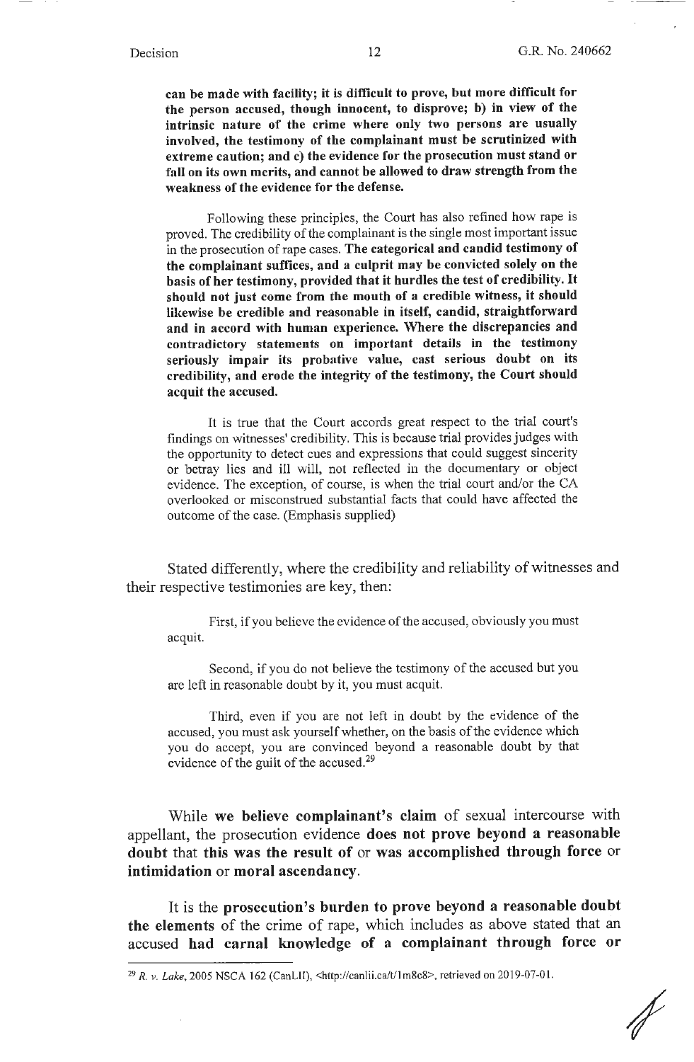> **can be made with facility; it is difficult to prove, but more difficult for the person accused, though innocent, to disprove; b) in view of the intrinsic nature of the crime where only two persons are usually involved, the testimony of the complainant must be scrutinized with extreme caution; and c) the evidence for the prosecution must stand or fall on its own merits, and cannot be allowed to draw strength from the weakness of the evidence for the defense.**
>
> Following these principles, the Court has also refined how rape is proved. The credibility of the complainant is the single most important issue in the prosecution of rape cases. **The categorical and candid testimony of the complainant suffices, and a culprit may be convicted solely on the basis of her testimony, provided that it hurdles the test of credibility. It should not just come from the mouth of a credible witness, it should likewise be credible and reasonable in itself, candid, straightforward and in accord with human experience. Where the discrepancies and contradictory statements on important details in the testimony seriously impair its probative value, cast serious doubt on its credibility, and erode the integrity of the testimony, the Court should acquit the accused.**
>
> It is true that the Court accords great respect to the trial court's findings on witnesses' credibility. This is because trial provides judges with the opportunity to detect cues and expressions that could suggest sincerity or betray lies and ill will, not reflected in the documentary or object evidence. The exception, of course, is when the trial court and/or the CA overlooked or misconstrued substantial facts that could have affected the outcome of the case. (Emphasis supplied)

Stated differently, where the credibility and reliability of witnesses and their respective testimonies are key, then:

> First, if you believe the evidence of the accused, obviously you must acquit.
>
> Second, if you do not believe the testimony of the accused but you are left in reasonable doubt by it, you must acquit.
>
> Third, even if you are not left in doubt by the evidence of the accused, you must ask yourself whether, on the basis of the evidence which you do accept, you are convinced beyond a reasonable doubt by that evidence of the guilt of the accused.[29]

While **we believe complainant's claim** of sexual intercourse with appellant, the prosecution evidence **does not prove beyond a reasonable doubt** that **this was the result of** or **was accomplished through force** or **intimidation** or **moral ascendancy**.

It is the **prosecution's burden to prove beyond a reasonable doubt the elements** of the crime of rape, which includes as above stated that an accused **had carnal knowledge of a complainant through force or**

---

[29] *R. v. Lake*, 2005 NSCA 162 (CanLII), <http://canlii.ca/t/1m8c8>, retrieved on 2019-07-01.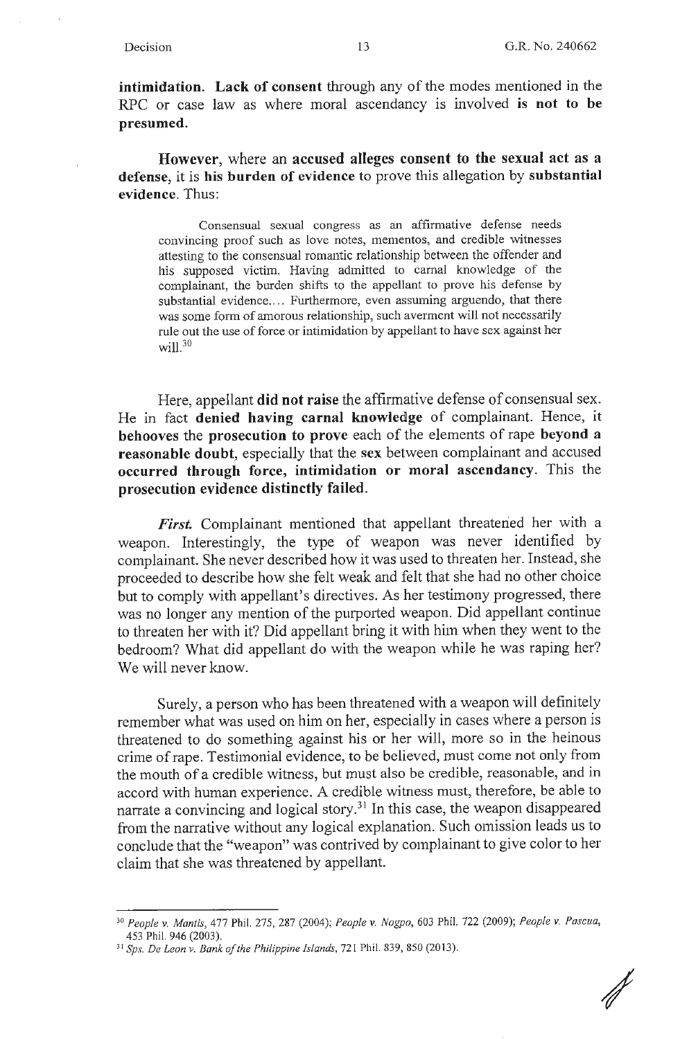**intimidation. Lack of consent** through any of the modes mentioned in the RPC or case law as where moral ascendancy is involved **is not to be presumed.**

**However**, where an **accused alleges consent to the sexual act as a defense**, it is **his burden of evidence** to prove this allegation by **substantial evidence**. Thus:

> Consensual sexual congress as an affirmative defense needs convincing proof such as love notes, mementos, and credible witnesses attesting to the consensual romantic relationship between the offender and his supposed victim. Having admitted to carnal knowledge of the complainant, the burden shifts to the appellant to prove his defense by substantial evidence.... Furthermore, even assuming arguendo, that there was some form of amorous relationship, such averment will not necessarily rule out the use of force or intimidation by appellant to have sex against her will.[30]

Here, appellant **did not raise** the affirmative defense of consensual sex. He in fact **denied having carnal knowledge** of complainant. Hence, **it behooves** the **prosecution to prove** each of the elements of rape **beyond a reasonable doubt**, especially that the **sex** between complainant and accused **occurred through force, intimidation or moral ascendancy**. This the **prosecution evidence distinctly failed.**

***First.*** Complainant mentioned that appellant threatened her with a weapon. Interestingly, the type of weapon was never identified by complainant. She never described how it was used to threaten her. Instead, she proceeded to describe how she felt weak and felt that she had no other choice but to comply with appellant's directives. As her testimony progressed, there was no longer any mention of the purported weapon. Did appellant continue to threaten her with it? Did appellant bring it with him when they went to the bedroom? What did appellant do with the weapon while he was raping her? We will never know.

Surely, a person who has been threatened with a weapon will definitely remember what was used on him on her, especially in cases where a person is threatened to do something against his or her will, more so in the heinous crime of rape. Testimonial evidence, to be believed, must come not only from the mouth of a credible witness, but must also be credible, reasonable, and in accord with human experience. A credible witness must, therefore, be able to narrate a convincing and logical story.[31] In this case, the weapon disappeared from the narrative without any logical explanation. Such omission leads us to conclude that the "weapon" was contrived by complainant to give color to her claim that she was threatened by appellant.

---

[30] *People v. Mantis*, 477 Phil. 275, 287 (2004); *People v. Nogpo*, 603 Phil. 722 (2009); *People v. Pascua*, 453 Phil. 946 (2003).

[31] *Sps. De Leon v. Bank of the Philippine Islands*, 721 Phil. 839, 850 (2013).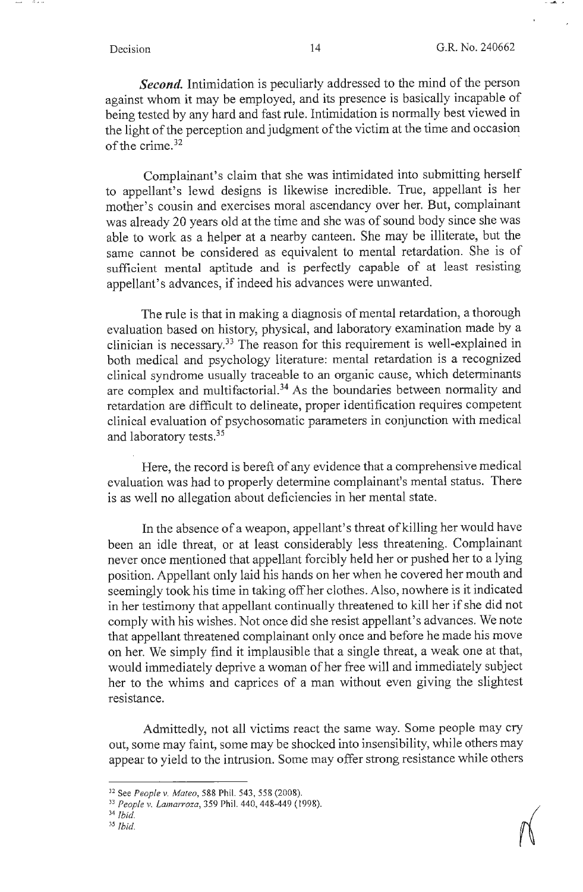***Second.*** Intimidation is peculiarly addressed to the mind of the person against whom it may be employed, and its presence is basically incapable of being tested by any hard and fast rule. Intimidation is normally best viewed in the light of the perception and judgment of the victim at the time and occasion of the crime.[32]

Complainant's claim that she was intimidated into submitting herself to appellant's lewd designs is likewise incredible. True, appellant is her mother's cousin and exercises moral ascendancy over her. But, complainant was already 20 years old at the time and she was of sound body since she was able to work as a helper at a nearby canteen. She may be illiterate, but the same cannot be considered as equivalent to mental retardation. She is of sufficient mental aptitude and is perfectly capable of at least resisting appellant's advances, if indeed his advances were unwanted.

The rule is that in making a diagnosis of mental retardation, a thorough evaluation based on history, physical, and laboratory examination made by a clinician is necessary.[33] The reason for this requirement is well-explained in both medical and psychology literature: mental retardation is a recognized clinical syndrome usually traceable to an organic cause, which determinants are complex and multifactorial.[34] As the boundaries between normality and retardation are difficult to delineate, proper identification requires competent clinical evaluation of psychosomatic parameters in conjunction with medical and laboratory tests.[35]

Here, the record is bereft of any evidence that a comprehensive medical evaluation was had to properly determine complainant's mental status. There is as well no allegation about deficiencies in her mental state.

In the absence of a weapon, appellant's threat of killing her would have been an idle threat, or at least considerably less threatening. Complainant never once mentioned that appellant forcibly held her or pushed her to a lying position. Appellant only laid his hands on her when he covered her mouth and seemingly took his time in taking off her clothes. Also, nowhere is it indicated in her testimony that appellant continually threatened to kill her if she did not comply with his wishes. Not once did she resist appellant's advances. We note that appellant threatened complainant only once and before he made his move on her. We simply find it implausible that a single threat, a weak one at that, would immediately deprive a woman of her free will and immediately subject her to the whims and caprices of a man without even giving the slightest resistance.

Admittedly, not all victims react the same way. Some people may cry out, some may faint, some may be shocked into insensibility, while others may appear to yield to the intrusion. Some may offer strong resistance while others

---

[32] See *People v. Mateo*, 588 Phil. 543, 558 (2008).

[33] *People v. Lamarroza*, 359 Phil. 440, 448-449 (1998).

[34] *Ibid.*

[35] *Ibid.*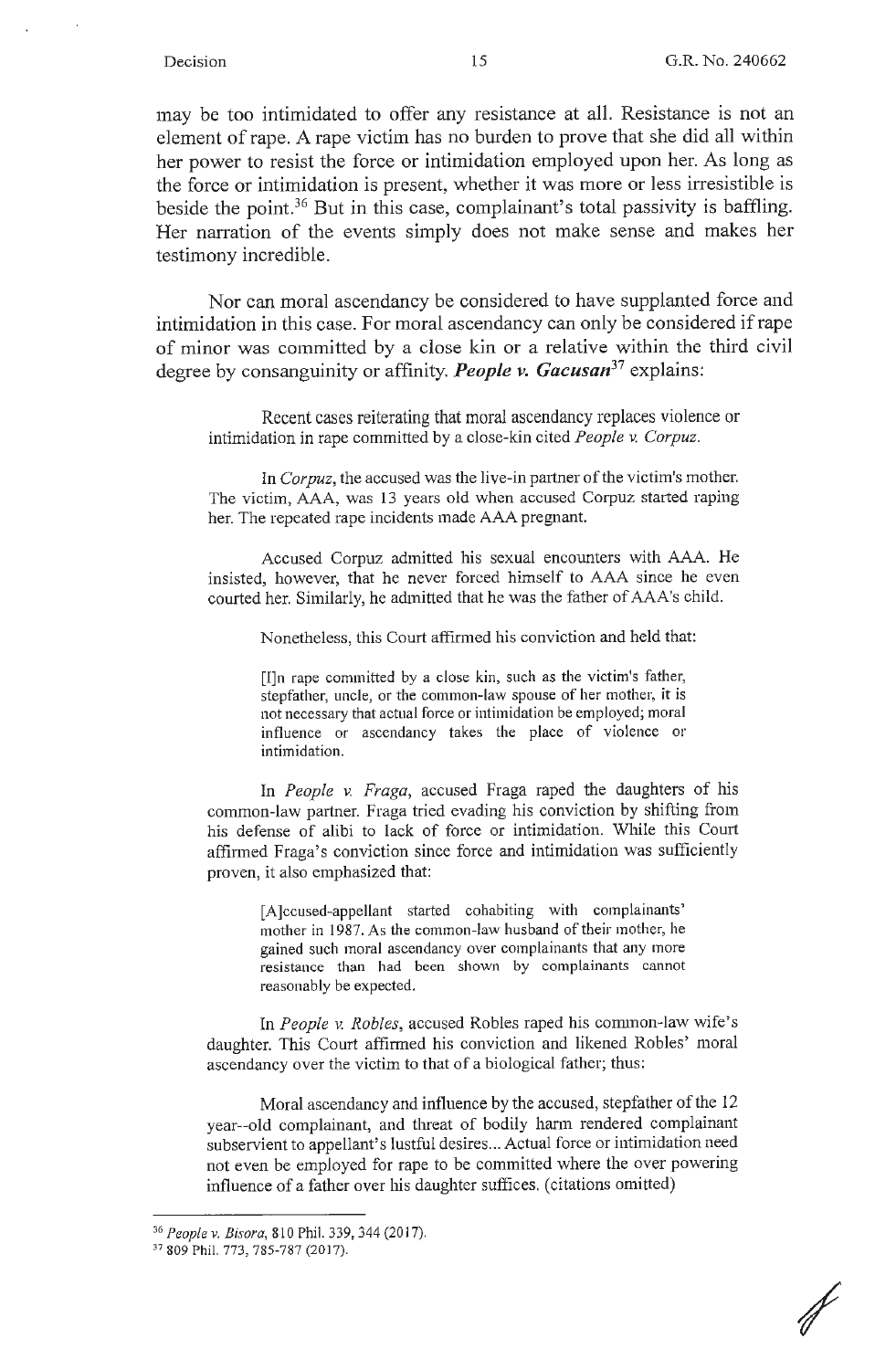may be too intimidated to offer any resistance at all. Resistance is not an element of rape. A rape victim has no burden to prove that she did all within her power to resist the force or intimidation employed upon her. As long as the force or intimidation is present, whether it was more or less irresistible is beside the point.[36] But in this case, complainant's total passivity is baffling. Her narration of the events simply does not make sense and makes her testimony incredible.

Nor can moral ascendancy be considered to have supplanted force and intimidation in this case. For moral ascendancy can only be considered if rape of minor was committed by a close kin or a relative within the third civil degree by consanguinity or affinity. ***People v. Gacusan***[37] explains:

> Recent cases reiterating that moral ascendancy replaces violence or intimidation in rape committed by a close-kin cited *People v. Corpuz*.
>
> In *Corpuz*, the accused was the live-in partner of the victim's mother. The victim, AAA, was 13 years old when accused Corpuz started raping her. The repeated rape incidents made AAA pregnant.
>
> Accused Corpuz admitted his sexual encounters with AAA. He insisted, however, that he never forced himself to AAA since he even courted her. Similarly, he admitted that he was the father of AAA's child.
>
> Nonetheless, this Court affirmed his conviction and held that:
>
> > [I]n rape committed by a close kin, such as the victim's father, stepfather, uncle, or the common-law spouse of her mother, it is not necessary that actual force or intimidation be employed; moral influence or ascendancy takes the place of violence or intimidation.
>
> In *People v. Fraga*, accused Fraga raped the daughters of his common-law partner. Fraga tried evading his conviction by shifting from his defense of alibi to lack of force or intimidation. While this Court affirmed Fraga's conviction since force and intimidation was sufficiently proven, it also emphasized that:
>
> > [A]ccused-appellant started cohabiting with complainants' mother in 1987. As the common-law husband of their mother, he gained such moral ascendancy over complainants that any more resistance than had been shown by complainants cannot reasonably be expected.
>
> In *People v. Robles*, accused Robles raped his common-law wife's daughter. This Court affirmed his conviction and likened Robles' moral ascendancy over the victim to that of a biological father; thus:
>
> > Moral ascendancy and influence by the accused, stepfather of the 12 year--old complainant, and threat of bodily harm rendered complainant subservient to appellant's lustful desires... Actual force or intimidation need not even be employed for rape to be committed where the over powering influence of a father over his daughter suffices. (citations omitted)

---

[36] *People v. Bisora*, 810 Phil. 339, 344 (2017).

[37] 809 Phil. 773, 785-787 (2017).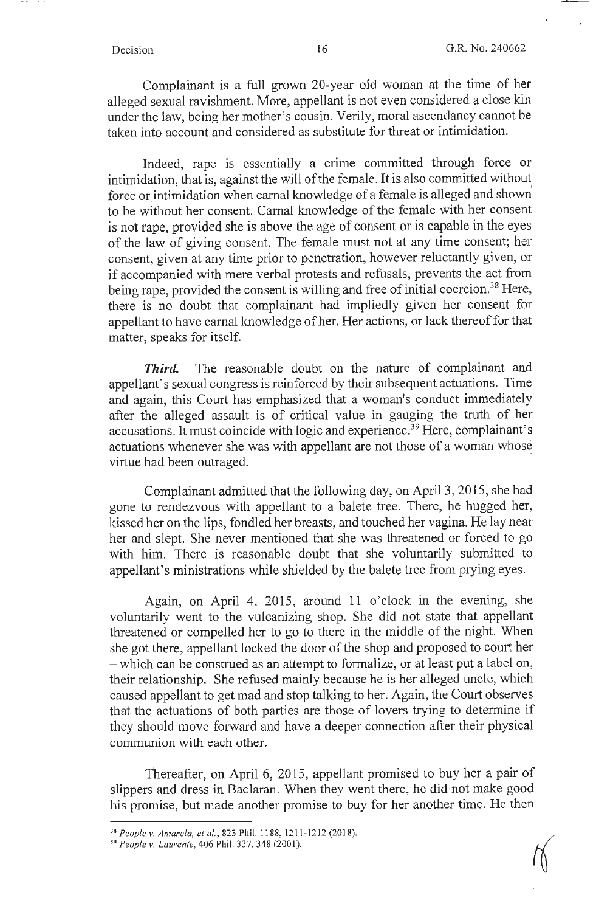Complainant is a full grown 20-year old woman at the time of her alleged sexual ravishment. More, appellant is not even considered a close kin under the law, being her mother's cousin. Verily, moral ascendancy cannot be taken into account and considered as substitute for threat or intimidation.

Indeed, rape is essentially a crime committed through force or intimidation, that is, against the will of the female. It is also committed without force or intimidation when carnal knowledge of a female is alleged and shown to be without her consent. Carnal knowledge of the female with her consent is not rape, provided she is above the age of consent or is capable in the eyes of the law of giving consent. The female must not at any time consent; her consent, given at any time prior to penetration, however reluctantly given, or if accompanied with mere verbal protests and refusals, prevents the act from being rape, provided the consent is willing and free of initial coercion.[38] Here, there is no doubt that complainant had impliedly given her consent for appellant to have carnal knowledge of her. Her actions, or lack thereof for that matter, speaks for itself.

***Third.*** The reasonable doubt on the nature of complainant and appellant's sexual congress is reinforced by their subsequent actuations. Time and again, this Court has emphasized that a woman's conduct immediately after the alleged assault is of critical value in gauging the truth of her accusations. It must coincide with logic and experience.[39] Here, complainant's actuations whenever she was with appellant are not those of a woman whose virtue had been outraged.

Complainant admitted that the following day, on April 3, 2015, she had gone to rendezvous with appellant to a balete tree. There, he hugged her, kissed her on the lips, fondled her breasts, and touched her vagina. He lay near her and slept. She never mentioned that she was threatened or forced to go with him. There is reasonable doubt that she voluntarily submitted to appellant's ministrations while shielded by the balete tree from prying eyes.

Again, on April 4, 2015, around 11 o'clock in the evening, she voluntarily went to the vulcanizing shop. She did not state that appellant threatened or compelled her to go to there in the middle of the night. When she got there, appellant locked the door of the shop and proposed to court her – which can be construed as an attempt to formalize, or at least put a label on, their relationship. She refused mainly because he is her alleged uncle, which caused appellant to get mad and stop talking to her. Again, the Court observes that the actuations of both parties are those of lovers trying to determine if they should move forward and have a deeper connection after their physical communion with each other.

Thereafter, on April 6, 2015, appellant promised to buy her a pair of slippers and dress in Baclaran. When they went there, he did not make good his promise, but made another promise to buy for her another time. He then

---

[38] *People v. Amarela, et al.*, 823 Phil. 1188, 1211-1212 (2018).

[39] *People v. Laurente*, 406 Phil. 337, 348 (2001).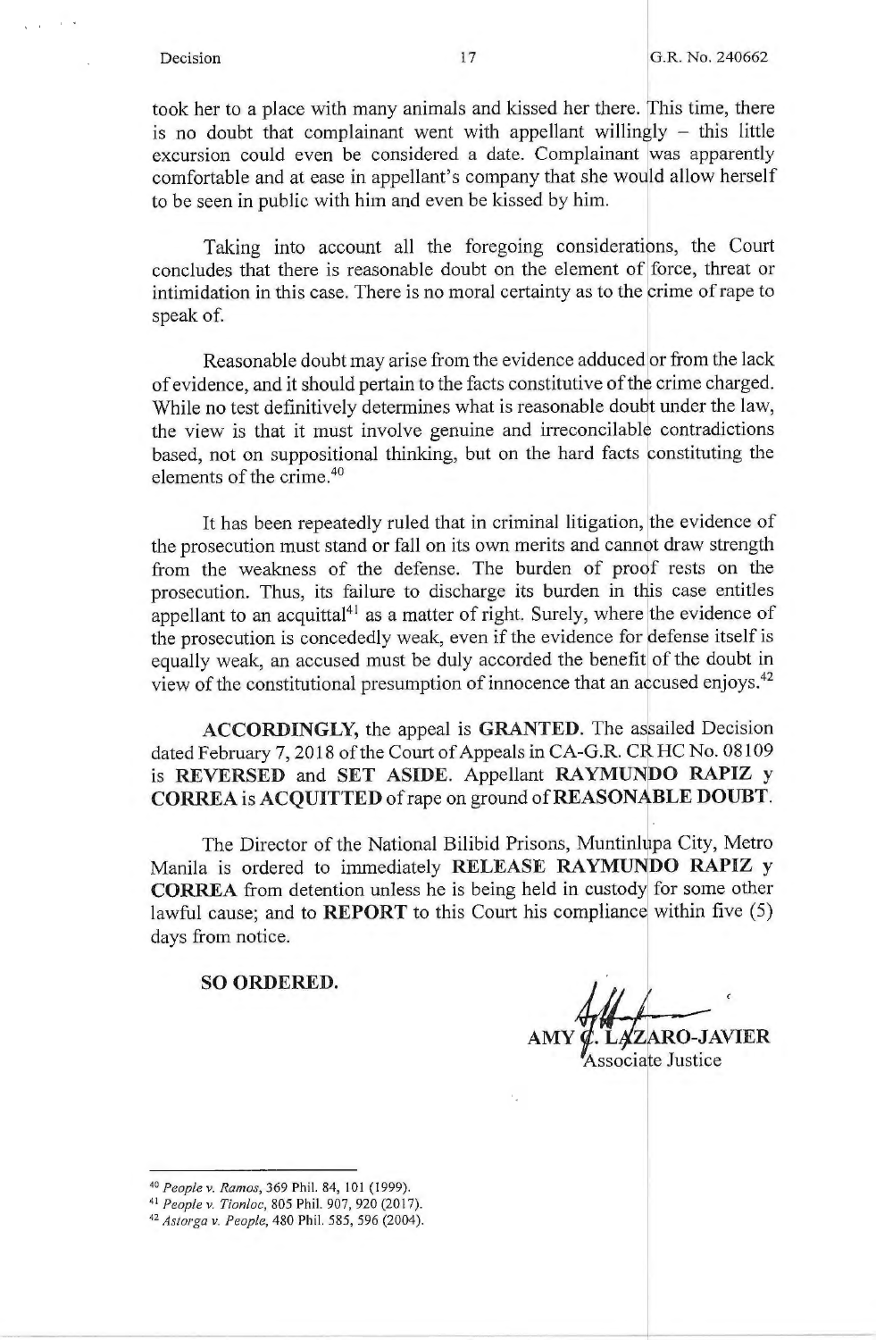took her to a place with many animals and kissed her there. This time, there is no doubt that complainant went with appellant willingly – this little excursion could even be considered a date. Complainant was apparently comfortable and at ease in appellant's company that she would allow herself to be seen in public with him and even be kissed by him.

Taking into account all the foregoing considerations, the Court concludes that there is reasonable doubt on the element of force, threat or intimidation in this case. There is no moral certainty as to the crime of rape to speak of.

Reasonable doubt may arise from the evidence adduced or from the lack of evidence, and it should pertain to the facts constitutive of the crime charged. While no test definitively determines what is reasonable doubt under the law, the view is that it must involve genuine and irreconcilable contradictions based, not on suppositional thinking, but on the hard facts constituting the elements of the crime.[40]

It has been repeatedly ruled that in criminal litigation, the evidence of the prosecution must stand or fall on its own merits and cannot draw strength from the weakness of the defense. The burden of proof rests on the prosecution. Thus, its failure to discharge its burden in this case entitles appellant to an acquittal[41] as a matter of right. Surely, where the evidence of the prosecution is concededly weak, even if the evidence for defense itself is equally weak, an accused must be duly accorded the benefit of the doubt in view of the constitutional presumption of innocence that an accused enjoys.[42]

**ACCORDINGLY,** the appeal is **GRANTED**. The assailed Decision dated February 7, 2018 of the Court of Appeals in CA-G.R. CR HC No. 08109 is **REVERSED** and **SET ASIDE**. Appellant **RAYMUNDO RAPIZ y CORREA** is **ACQUITTED** of rape on ground of **REASONABLE DOUBT**.

The Director of the National Bilibid Prisons, Muntinlupa City, Metro Manila is ordered to immediately **RELEASE RAYMUNDO RAPIZ y CORREA** from detention unless he is being held in custody for some other lawful cause; and to **REPORT** to this Court his compliance within five (5) days from notice.

**SO ORDERED.**

**AMY C. LAZARO-JAVIER**
Associate Justice

---

[40] *People v. Ramos*, 369 Phil. 84, 101 (1999).

[41] *People v. Tionloc*, 805 Phil. 907, 920 (2017).

[42] *Astorga v. People*, 480 Phil. 585, 596 (2004).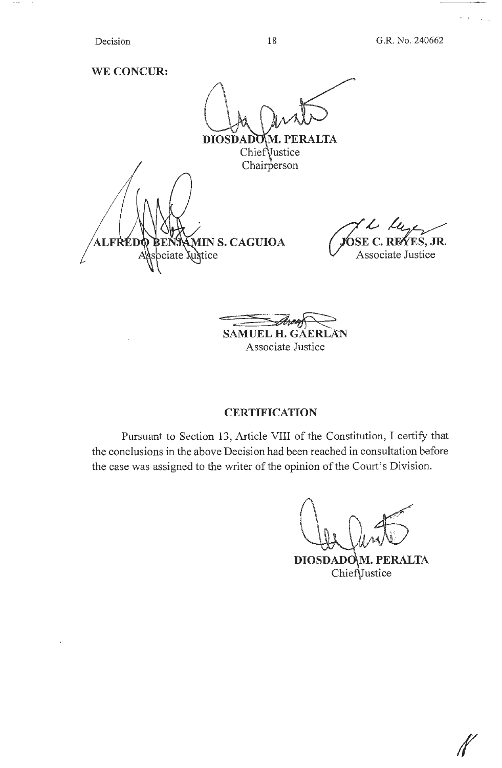**WE CONCUR:**

**DIOSDADO M. PERALTA**
Chief Justice
Chairperson

**ALFREDO BENJAMIN S. CAGUIOA**
Associate Justice

**JOSE C. REYES, JR.**
Associate Justice

**SAMUEL H. GAERLAN**
Associate Justice

## CERTIFICATION

Pursuant to Section 13, Article VIII of the Constitution, I certify that the conclusions in the above Decision had been reached in consultation before the case was assigned to the writer of the opinion of the Court's Division.

**DIOSDADO M. PERALTA**
Chief Justice